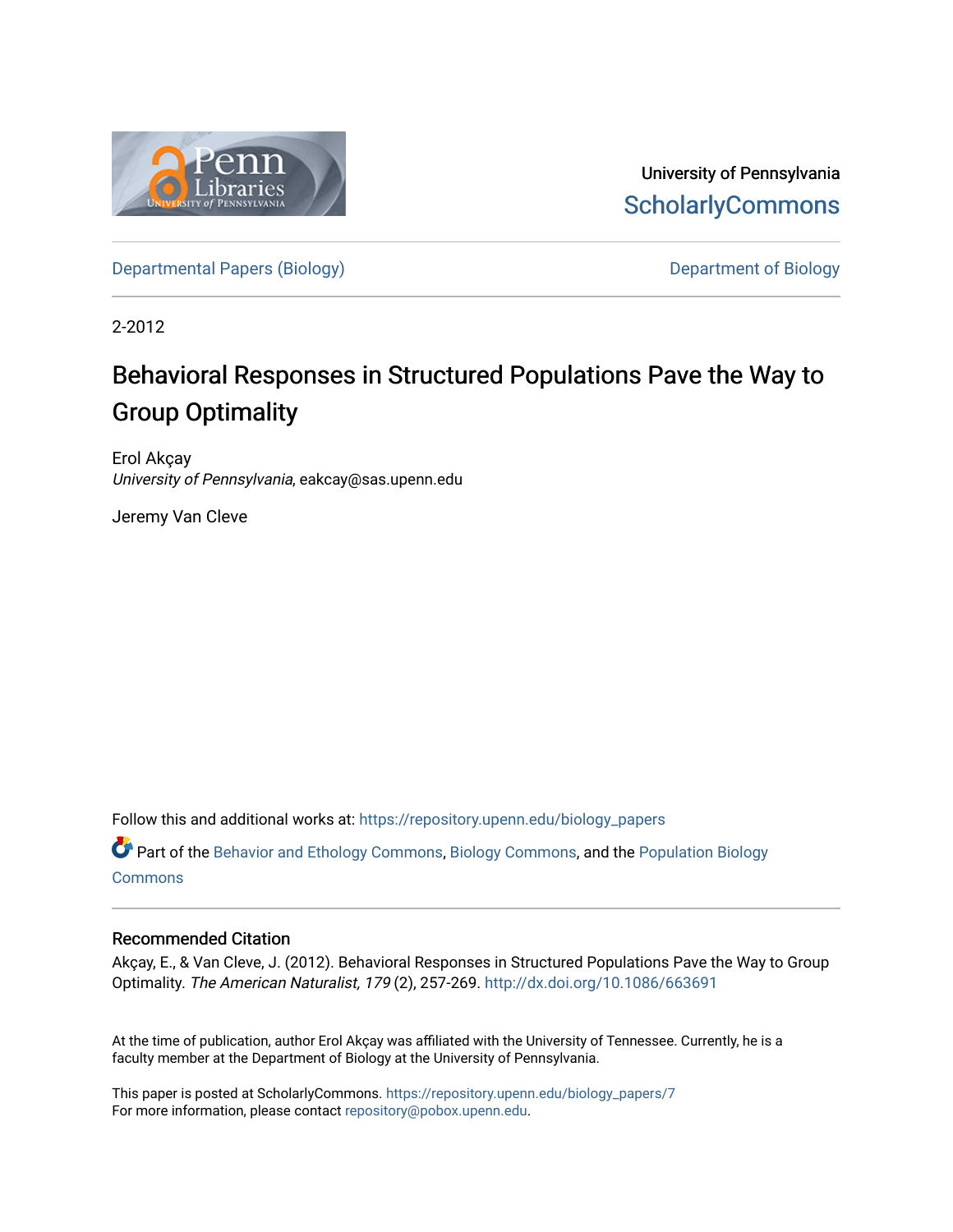University of Pennsylvania
ScholarlyCommons

Departmental Papers (Biology)

Department of Biology

2-2012

# Behavioral Responses in Structured Populations Pave the Way to Group Optimality

Erol Akçay
*University of Pennsylvania*, eakcay@sas.upenn.edu

Jeremy Van Cleve

Follow this and additional works at: https://repository.upenn.edu/biology_papers

Part of the Behavior and Ethology Commons, Biology Commons, and the Population Biology Commons

### Recommended Citation

Akçay, E., & Van Cleve, J. (2012). Behavioral Responses in Structured Populations Pave the Way to Group Optimality. *The American Naturalist, 179* (2), 257-269. http://dx.doi.org/10.1086/663691

At the time of publication, author Erol Akçay was affiliated with the University of Tennessee. Currently, he is a faculty member at the Department of Biology at the University of Pennsylvania.

This paper is posted at ScholarlyCommons. https://repository.upenn.edu/biology_papers/7
For more information, please contact repository@pobox.upenn.edu.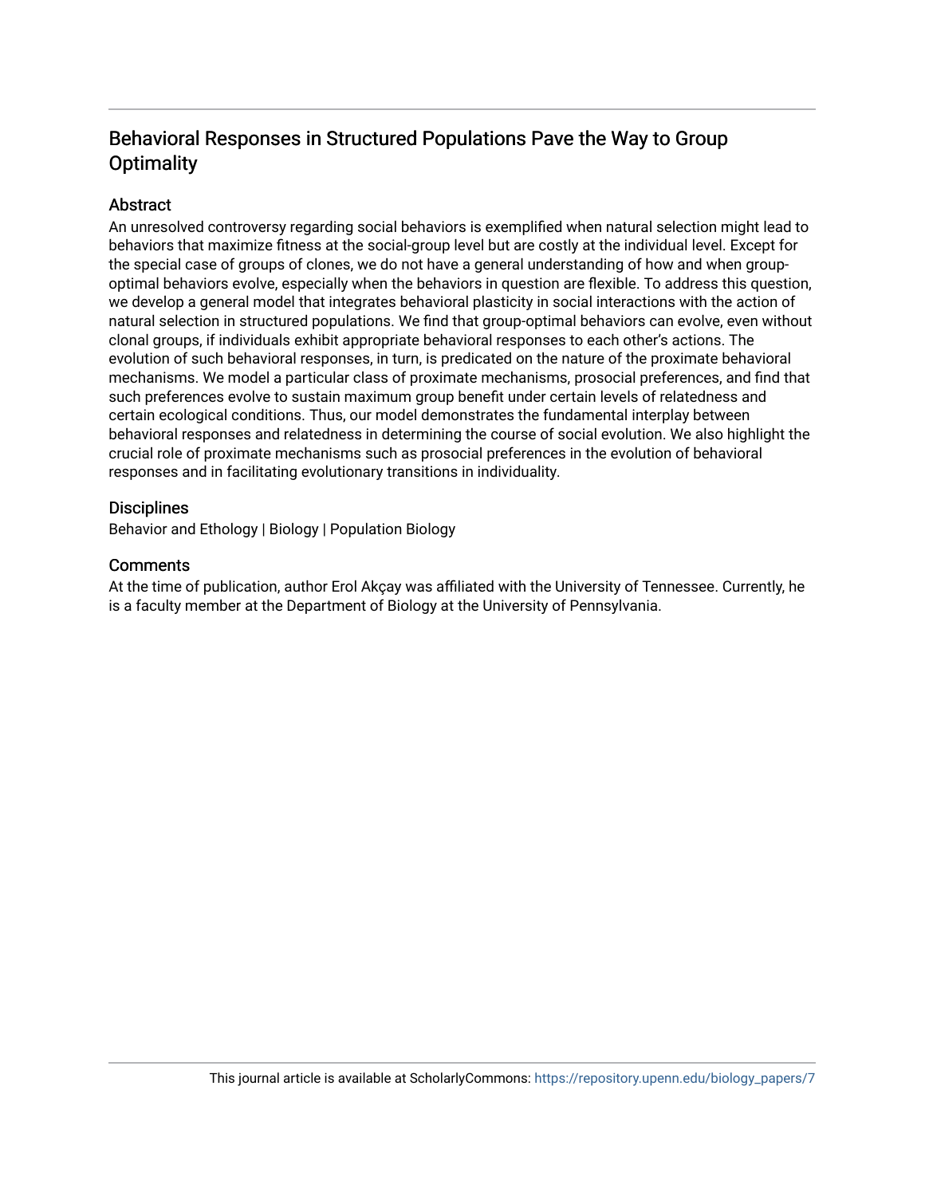# Behavioral Responses in Structured Populations Pave the Way to Group Optimality

## Abstract

An unresolved controversy regarding social behaviors is exemplified when natural selection might lead to behaviors that maximize fitness at the social-group level but are costly at the individual level. Except for the special case of groups of clones, we do not have a general understanding of how and when group-optimal behaviors evolve, especially when the behaviors in question are flexible. To address this question, we develop a general model that integrates behavioral plasticity in social interactions with the action of natural selection in structured populations. We find that group-optimal behaviors can evolve, even without clonal groups, if individuals exhibit appropriate behavioral responses to each other's actions. The evolution of such behavioral responses, in turn, is predicated on the nature of the proximate behavioral mechanisms. We model a particular class of proximate mechanisms, prosocial preferences, and find that such preferences evolve to sustain maximum group benefit under certain levels of relatedness and certain ecological conditions. Thus, our model demonstrates the fundamental interplay between behavioral responses and relatedness in determining the course of social evolution. We also highlight the crucial role of proximate mechanisms such as prosocial preferences in the evolution of behavioral responses and in facilitating evolutionary transitions in individuality.

## Disciplines

Behavior and Ethology | Biology | Population Biology

## Comments

At the time of publication, author Erol Akçay was affiliated with the University of Tennessee. Currently, he is a faculty member at the Department of Biology at the University of Pennsylvania.

This journal article is available at ScholarlyCommons: https://repository.upenn.edu/biology_papers/7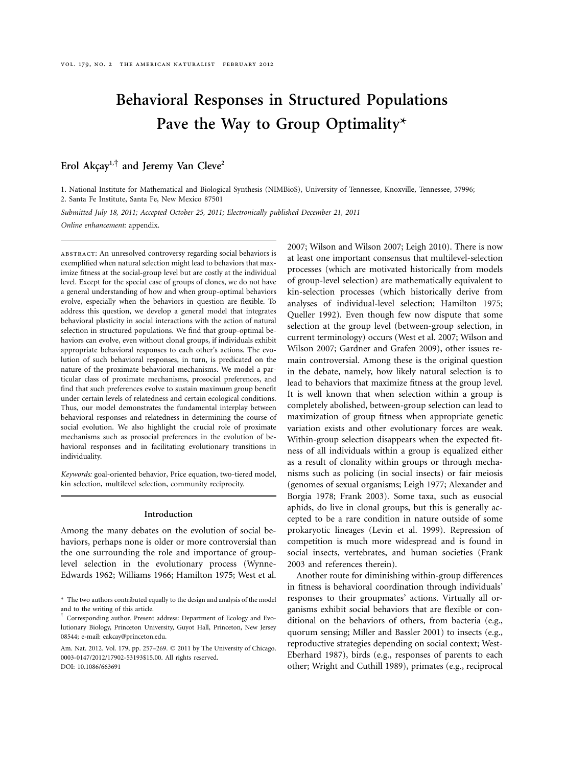# Behavioral Responses in Structured Populations Pave the Way to Group Optimality*

**Erol Akçay[1,†] and Jeremy Van Cleve[2]**

1. National Institute for Mathematical and Biological Synthesis (NIMBioS), University of Tennessee, Knoxville, Tennessee, 37996;
2. Santa Fe Institute, Santa Fe, New Mexico 87501

*Submitted July 18, 2011; Accepted October 25, 2011; Electronically published December 21, 2011*

*Online enhancement:* appendix.

---

ABSTRACT: An unresolved controversy regarding social behaviors is exemplified when natural selection might lead to behaviors that maximize fitness at the social-group level but are costly at the individual level. Except for the special case of groups of clones, we do not have a general understanding of how and when group-optimal behaviors evolve, especially when the behaviors in question are flexible. To address this question, we develop a general model that integrates behavioral plasticity in social interactions with the action of natural selection in structured populations. We find that group-optimal behaviors can evolve, even without clonal groups, if individuals exhibit appropriate behavioral responses to each other's actions. The evolution of such behavioral responses, in turn, is predicated on the nature of the proximate behavioral mechanisms. We model a particular class of proximate mechanisms, prosocial preferences, and find that such preferences evolve to sustain maximum group benefit under certain levels of relatedness and certain ecological conditions. Thus, our model demonstrates the fundamental interplay between behavioral responses and relatedness in determining the course of social evolution. We also highlight the crucial role of proximate mechanisms such as prosocial preferences in the evolution of behavioral responses and in facilitating evolutionary transitions in individuality.

*Keywords:* goal-oriented behavior, Price equation, two-tiered model, kin selection, multilevel selection, community reciprocity.

---

## Introduction

Among the many debates on the evolution of social behaviors, perhaps none is older or more controversial than the one surrounding the role and importance of group-level selection in the evolutionary process (Wynne-Edwards 1962; Williams 1966; Hamilton 1975; West et al. 2007; Wilson and Wilson 2007; Leigh 2010). There is now at least one important consensus that multilevel-selection processes (which are motivated historically from models of group-level selection) are mathematically equivalent to kin-selection processes (which historically derive from analyses of individual-level selection; Hamilton 1975; Queller 1992). Even though few now dispute that some selection at the group level (between-group selection, in current terminology) occurs (West et al. 2007; Wilson and Wilson 2007; Gardner and Grafen 2009), other issues remain controversial. Among these is the original question in the debate, namely, how likely natural selection is to lead to behaviors that maximize fitness at the group level. It is well known that when selection within a group is completely abolished, between-group selection can lead to maximization of group fitness when appropriate genetic variation exists and other evolutionary forces are weak. Within-group selection disappears when the expected fitness of all individuals within a group is equalized either as a result of clonality within groups or through mechanisms such as policing (in social insects) or fair meiosis (genomes of sexual organisms; Leigh 1977; Alexander and Borgia 1978; Frank 2003). Some taxa, such as eusocial aphids, do live in clonal groups, but this is generally accepted to be a rare condition in nature outside of some prokaryotic lineages (Levin et al. 1999). Repression of competition is much more widespread and is found in social insects, vertebrates, and human societies (Frank 2003 and references therein).

Another route for diminishing within-group differences in fitness is behavioral coordination through individuals' responses to their groupmates' actions. Virtually all organisms exhibit social behaviors that are flexible or conditional on the behaviors of others, from bacteria (e.g., quorum sensing; Miller and Bassler 2001) to insects (e.g., reproductive strategies depending on social context; West-Eberhard 1987), birds (e.g., responses of parents to each other; Wright and Cuthill 1989), primates (e.g., reciprocal

---

* The two authors contributed equally to the design and analysis of the model and to the writing of this article.

† Corresponding author. Present address: Department of Ecology and Evolutionary Biology, Princeton University, Guyot Hall, Princeton, New Jersey 08544; e-mail: eakcay@princeton.edu.

Am. Nat. 2012. Vol. 179, pp. 257–269. © 2011 by The University of Chicago. 0003-0147/2012/17902-53193$15.00. All rights reserved.
DOI: 10.1086/663691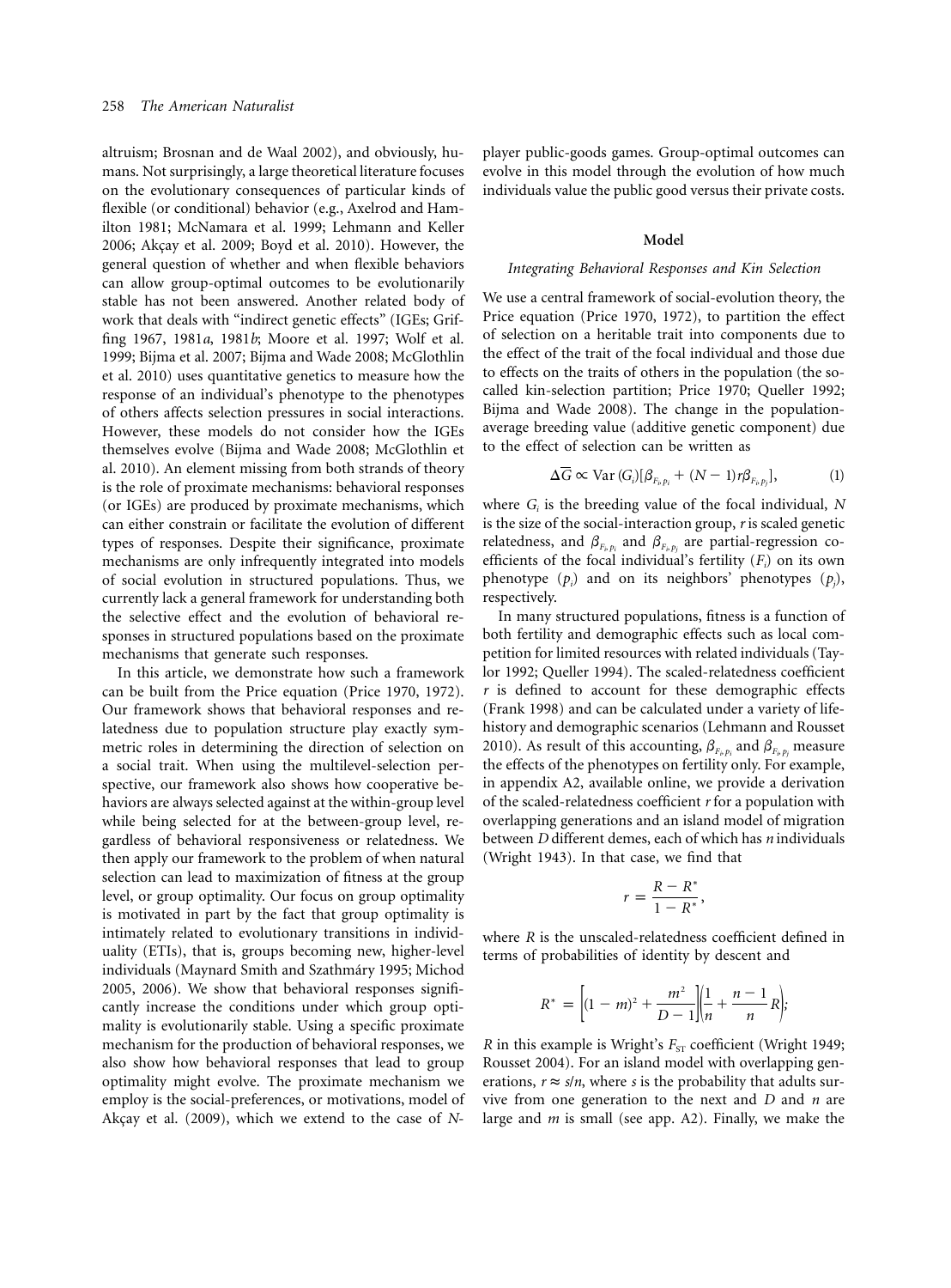altruism; Brosnan and de Waal 2002), and obviously, humans. Not surprisingly, a large theoretical literature focuses on the evolutionary consequences of particular kinds of flexible (or conditional) behavior (e.g., Axelrod and Hamilton 1981; McNamara et al. 1999; Lehmann and Keller 2006; Akçay et al. 2009; Boyd et al. 2010). However, the general question of whether and when flexible behaviors can allow group-optimal outcomes to be evolutionarily stable has not been answered. Another related body of work that deals with "indirect genetic effects" (IGEs; Griffing 1967, 1981*a*, 1981*b*; Moore et al. 1997; Wolf et al. 1999; Bijma et al. 2007; Bijma and Wade 2008; McGlothlin et al. 2010) uses quantitative genetics to measure how the response of an individual's phenotype to the phenotypes of others affects selection pressures in social interactions. However, these models do not consider how the IGEs themselves evolve (Bijma and Wade 2008; McGlothlin et al. 2010). An element missing from both strands of theory is the role of proximate mechanisms: behavioral responses (or IGEs) are produced by proximate mechanisms, which can either constrain or facilitate the evolution of different types of responses. Despite their significance, proximate mechanisms are only infrequently integrated into models of social evolution in structured populations. Thus, we currently lack a general framework for understanding both the selective effect and the evolution of behavioral responses in structured populations based on the proximate mechanisms that generate such responses.

In this article, we demonstrate how such a framework can be built from the Price equation (Price 1970, 1972). Our framework shows that behavioral responses and relatedness due to population structure play exactly symmetric roles in determining the direction of selection on a social trait. When using the multilevel-selection perspective, our framework also shows how cooperative behaviors are always selected against at the within-group level while being selected for at the between-group level, regardless of behavioral responsiveness or relatedness. We then apply our framework to the problem of when natural selection can lead to maximization of fitness at the group level, or group optimality. Our focus on group optimality is motivated in part by the fact that group optimality is intimately related to evolutionary transitions in individuality (ETIs), that is, groups becoming new, higher-level individuals (Maynard Smith and Szathmáry 1995; Michod 2005, 2006). We show that behavioral responses significantly increase the conditions under which group optimality is evolutionarily stable. Using a specific proximate mechanism for the production of behavioral responses, we also show how behavioral responses that lead to group optimality might evolve. The proximate mechanism we employ is the social-preferences, or motivations, model of Akçay et al. (2009), which we extend to the case of *N*-player public-goods games. Group-optimal outcomes can evolve in this model through the evolution of how much individuals value the public good versus their private costs.

## Model

### *Integrating Behavioral Responses and Kin Selection*

We use a central framework of social-evolution theory, the Price equation (Price 1970, 1972), to partition the effect of selection on a heritable trait into components due to the effect of the trait of the focal individual and those due to effects on the traits of others in the population (the so-called kin-selection partition; Price 1970; Queller 1992; Bijma and Wade 2008). The change in the population-average breeding value (additive genetic component) due to the effect of selection can be written as

$$\Delta\overline{G} \propto \mathrm{Var}\,(G_i)[\beta_{F_i,p_i} + (N-1)r\beta_{F_i,p_j}], \tag{1}$$

where $G_i$ is the breeding value of the focal individual, $N$ is the size of the social-interaction group, $r$ is scaled genetic relatedness, and $\beta_{F_i,p_i}$ and $\beta_{F_i,p_j}$ are partial-regression coefficients of the focal individual's fertility ($F_i$) on its own phenotype ($p_i$) and on its neighbors' phenotypes ($p_j$), respectively.

In many structured populations, fitness is a function of both fertility and demographic effects such as local competition for limited resources with related individuals (Taylor 1992; Queller 1994). The scaled-relatedness coefficient $r$ is defined to account for these demographic effects (Frank 1998) and can be calculated under a variety of life-history and demographic scenarios (Lehmann and Rousset 2010). As result of this accounting, $\beta_{F_i,p_i}$ and $\beta_{F_i,p_j}$ measure the effects of the phenotypes on fertility only. For example, in appendix A2, available online, we provide a derivation of the scaled-relatedness coefficient $r$ for a population with overlapping generations and an island model of migration between $D$ different demes, each of which has $n$ individuals (Wright 1943). In that case, we find that

$$r = \frac{R - R^*}{1 - R^*},$$

where $R$ is the unscaled-relatedness coefficient defined in terms of probabilities of identity by descent and

$$R^* = \left[(1-m)^2 + \frac{m^2}{D-1}\right]\left(\frac{1}{n} + \frac{n-1}{n}R\right);$$

$R$ in this example is Wright's $F_{ST}$ coefficient (Wright 1949; Rousset 2004). For an island model with overlapping generations, $r \approx s/n$, where $s$ is the probability that adults survive from one generation to the next and $D$ and $n$ are large and $m$ is small (see app. A2). Finally, we make the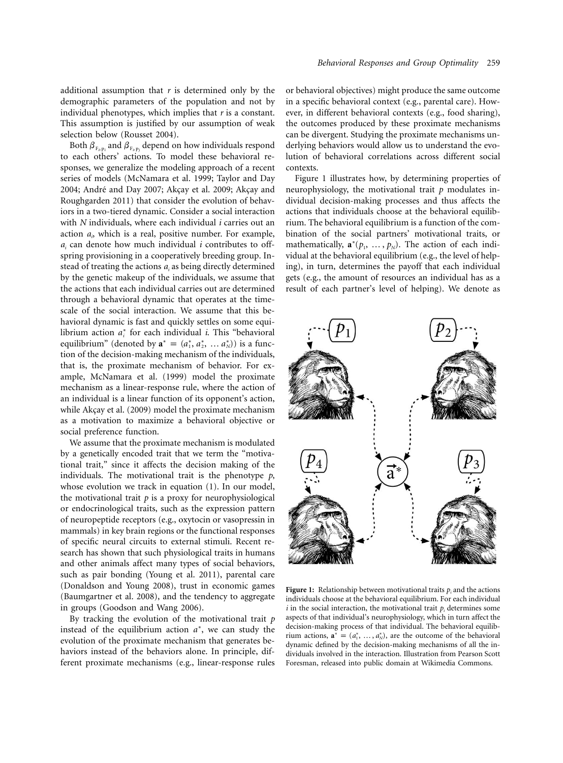additional assumption that $r$ is determined only by the demographic parameters of the population and not by individual phenotypes, which implies that $r$ is a constant. This assumption is justified by our assumption of weak selection below (Rousset 2004).

Both $\beta_{F_i p_i}$ and $\beta_{F_i p_j}$ depend on how individuals respond to each others' actions. To model these behavioral responses, we generalize the modeling approach of a recent series of models (McNamara et al. 1999; Taylor and Day 2004; André and Day 2007; Akçay et al. 2009; Akçay and Roughgarden 2011) that consider the evolution of behaviors in a two-tiered dynamic. Consider a social interaction with $N$ individuals, where each individual $i$ carries out an action $a_i$, which is a real, positive number. For example, $a_i$ can denote how much individual $i$ contributes to offspring provisioning in a cooperatively breeding group. Instead of treating the actions $a_i$ as being directly determined by the genetic makeup of the individuals, we assume that the actions that each individual carries out are determined through a behavioral dynamic that operates at the timescale of the social interaction. We assume that this behavioral dynamic is fast and quickly settles on some equilibrium action $a_i^*$ for each individual $i$. This "behavioral equilibrium" (denoted by $\mathbf{a}^* = (a_1^*, a_2^*, \ldots a_N^*)$) is a function of the decision-making mechanism of the individuals, that is, the proximate mechanism of behavior. For example, McNamara et al. (1999) model the proximate mechanism as a linear-response rule, where the action of an individual is a linear function of its opponent's action, while Akçay et al. (2009) model the proximate mechanism as a motivation to maximize a behavioral objective or social preference function.

We assume that the proximate mechanism is modulated by a genetically encoded trait that we term the "motivational trait," since it affects the decision making of the individuals. The motivational trait is the phenotype $p$, whose evolution we track in equation (1). In our model, the motivational trait $p$ is a proxy for neurophysiological or endocrinological traits, such as the expression pattern of neuropeptide receptors (e.g., oxytocin or vasopressin in mammals) in key brain regions or the functional responses of specific neural circuits to external stimuli. Recent research has shown that such physiological traits in humans and other animals affect many types of social behaviors, such as pair bonding (Young et al. 2011), parental care (Donaldson and Young 2008), trust in economic games (Baumgartner et al. 2008), and the tendency to aggregate in groups (Goodson and Wang 2006).

By tracking the evolution of the motivational trait $p$ instead of the equilibrium action $a^*$, we can study the evolution of the proximate mechanism that generates behaviors instead of the behaviors alone. In principle, different proximate mechanisms (e.g., linear-response rules or behavioral objectives) might produce the same outcome in a specific behavioral context (e.g., parental care). However, in different behavioral contexts (e.g., food sharing), the outcomes produced by these proximate mechanisms can be divergent. Studying the proximate mechanisms underlying behaviors would allow us to understand the evolution of behavioral correlations across different social contexts.

Figure 1 illustrates how, by determining properties of neurophysiology, the motivational trait $p$ modulates individual decision-making processes and thus affects the actions that individuals choose at the behavioral equilibrium. The behavioral equilibrium is a function of the combination of the social partners' motivational traits, or mathematically, $\mathbf{a}^*(p_1, \ldots, p_N)$. The action of each individual at the behavioral equilibrium (e.g., the level of helping), in turn, determines the payoff that each individual gets (e.g., the amount of resources an individual has as a result of each partner's level of helping). We denote as

**Figure 1:** Relationship between motivational traits $p_i$ and the actions individuals choose at the behavioral equilibrium. For each individual $i$ in the social interaction, the motivational trait $p_i$ determines some aspects of that individual's neurophysiology, which in turn affect the decision-making process of that individual. The behavioral equilibrium actions, $\mathbf{a}^* = (a_1^*, \ldots, a_N^*)$, are the outcome of the behavioral dynamic defined by the decision-making mechanisms of all the individuals involved in the interaction. Illustration from Pearson Scott Foresman, released into public domain at Wikimedia Commons.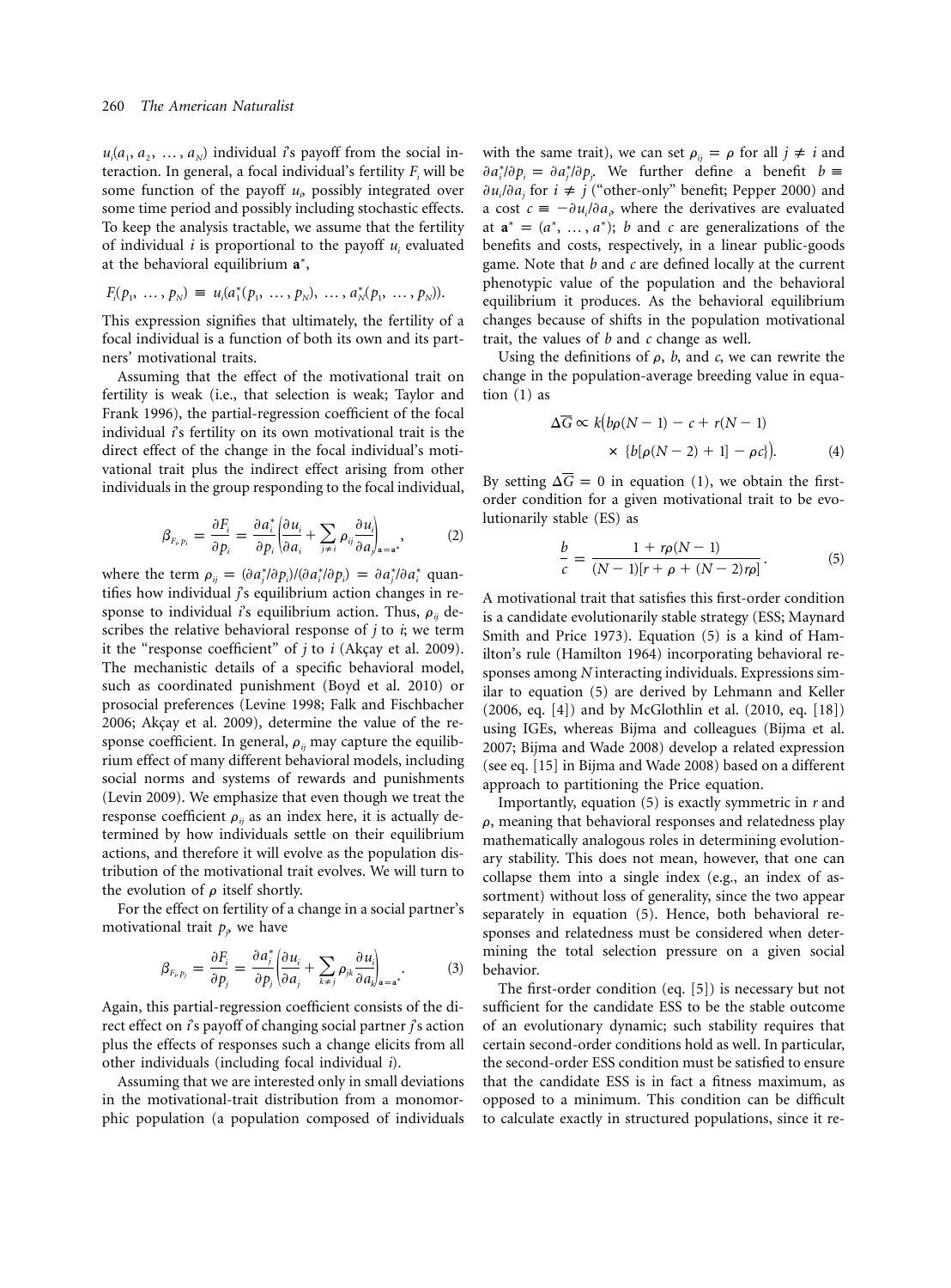$u_i(a_1, a_2, \ldots, a_N)$ individual $i$'s payoff from the social interaction. In general, a focal individual's fertility $F_i$ will be some function of the payoff $u_i$, possibly integrated over some time period and possibly including stochastic effects. To keep the analysis tractable, we assume that the fertility of individual $i$ is proportional to the payoff $u_i$ evaluated at the behavioral equilibrium $\mathbf{a}^*$,

$$F_i(p_1, \ldots, p_N) \equiv u_i(a_1^*(p_1, \ldots, p_N), \ldots, a_N^*(p_1, \ldots, p_N)).$$

This expression signifies that ultimately, the fertility of a focal individual is a function of both its own and its partners' motivational traits.

Assuming that the effect of the motivational trait on fertility is weak (i.e., that selection is weak; Taylor and Frank 1996), the partial-regression coefficient of the focal individual $i$'s fertility on its own motivational trait is the direct effect of the change in the focal individual's motivational trait plus the indirect effect arising from other individuals in the group responding to the focal individual,

$$\beta_{F_i, p_i} = \frac{\partial F_i}{\partial p_i} = \frac{\partial a_i^*}{\partial p_i}\left(\frac{\partial u_i}{\partial a_i} + \sum_{j \neq i} \rho_{ij}\frac{\partial u_i}{\partial a_j}\right)_{\mathbf{a}=\mathbf{a}^*}, \tag{2}$$

where the term $\rho_{ij} = (\partial a_j^*/\partial p_i)/(\partial a_i^*/\partial p_i) = \partial a_j^*/\partial a_i^*$ quantifies how individual $j$'s equilibrium action changes in response to individual $i$'s equilibrium action. Thus, $\rho_{ij}$ describes the relative behavioral response of $j$ to $i$; we term it the "response coefficient" of $j$ to $i$ (Akçay et al. 2009). The mechanistic details of a specific behavioral model, such as coordinated punishment (Boyd et al. 2010) or prosocial preferences (Levine 1998; Falk and Fischbacher 2006; Akçay et al. 2009), determine the value of the response coefficient. In general, $\rho_{ij}$ may capture the equilibrium effect of many different behavioral models, including social norms and systems of rewards and punishments (Levin 2009). We emphasize that even though we treat the response coefficient $\rho_{ij}$ as an index here, it is actually determined by how individuals settle on their equilibrium actions, and therefore it will evolve as the population distribution of the motivational trait evolves. We will turn to the evolution of $\rho$ itself shortly.

For the effect on fertility of a change in a social partner's motivational trait $p_j$, we have

$$\beta_{F_i, p_j} = \frac{\partial F_i}{\partial p_j} = \frac{\partial a_j^*}{\partial p_j}\left(\frac{\partial u_i}{\partial a_j} + \sum_{k \neq j} \rho_{jk}\frac{\partial u_i}{\partial a_k}\right)_{\mathbf{a}=\mathbf{a}^*}. \tag{3}$$

Again, this partial-regression coefficient consists of the direct effect on $i$'s payoff of changing social partner $j$'s action plus the effects of responses such a change elicits from all other individuals (including focal individual $i$).

Assuming that we are interested only in small deviations in the motivational-trait distribution from a monomorphic population (a population composed of individuals with the same trait), we can set $\rho_{ij} = \rho$ for all $j \neq i$ and $\partial a_i^*/\partial p_i = \partial a_j^*/\partial p_j$. We further define a benefit $b \equiv \partial u_i/\partial a_j$ for $i \neq j$ ("other-only" benefit; Pepper 2000) and a cost $c \equiv -\partial u_i/\partial a_i$, where the derivatives are evaluated at $\mathbf{a}^* = (a^*, \ldots, a^*)$; $b$ and $c$ are generalizations of the benefits and costs, respectively, in a linear public-goods game. Note that $b$ and $c$ are defined locally at the current phenotypic value of the population and the behavioral equilibrium it produces. As the behavioral equilibrium changes because of shifts in the population motivational trait, the values of $b$ and $c$ change as well.

Using the definitions of $\rho$, $b$, and $c$, we can rewrite the change in the population-average breeding value in equation (1) as

$$\Delta\overline{G} \propto k\big(b\rho(N-1) - c + r(N-1) \times \{b[\rho(N-2)+1] - \rho c\}\big). \tag{4}$$

By setting $\Delta\overline{G} = 0$ in equation (1), we obtain the first-order condition for a given motivational trait to be evolutionarily stable (ES) as

$$\frac{b}{c} = \frac{1 + r\rho(N-1)}{(N-1)[r + \rho + (N-2)r\rho]}. \tag{5}$$

A motivational trait that satisfies this first-order condition is a candidate evolutionarily stable strategy (ESS; Maynard Smith and Price 1973). Equation (5) is a kind of Hamilton's rule (Hamilton 1964) incorporating behavioral responses among $N$ interacting individuals. Expressions similar to equation (5) are derived by Lehmann and Keller (2006, eq. [4]) and by McGlothlin et al. (2010, eq. [18]) using IGEs, whereas Bijma and colleagues (Bijma et al. 2007; Bijma and Wade 2008) develop a related expression (see eq. [15] in Bijma and Wade 2008) based on a different approach to partitioning the Price equation.

Importantly, equation (5) is exactly symmetric in $r$ and $\rho$, meaning that behavioral responses and relatedness play mathematically analogous roles in determining evolutionary stability. This does not mean, however, that one can collapse them into a single index (e.g., an index of assortment) without loss of generality, since the two appear separately in equation (5). Hence, both behavioral responses and relatedness must be considered when determining the total selection pressure on a given social behavior.

The first-order condition (eq. [5]) is necessary but not sufficient for the candidate ESS to be the stable outcome of an evolutionary dynamic; such stability requires that certain second-order conditions hold as well. In particular, the second-order ESS condition must be satisfied to ensure that the candidate ESS is in fact a fitness maximum, as opposed to a minimum. This condition can be difficult to calculate exactly in structured populations, since it re-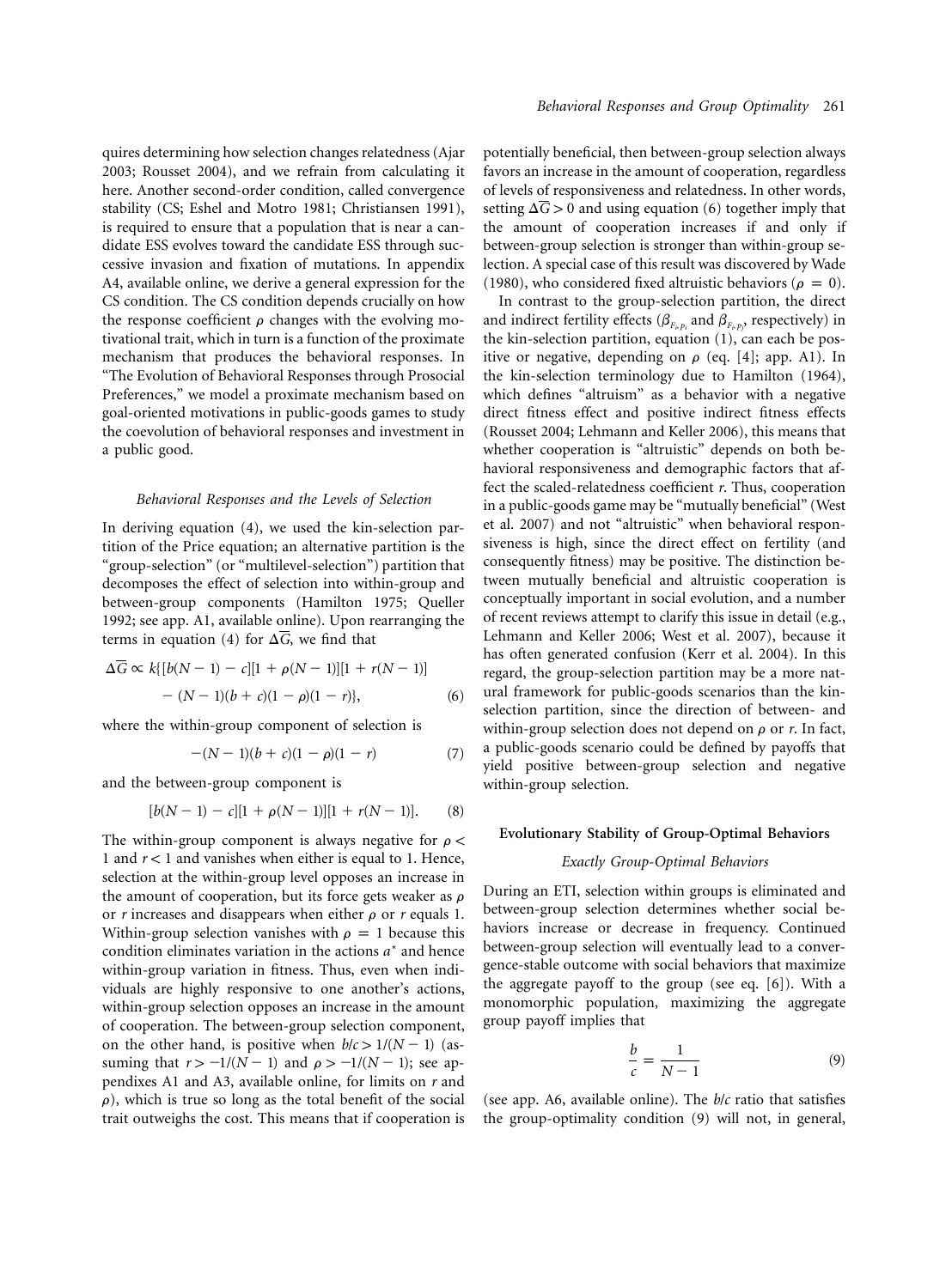quires determining how selection changes relatedness (Ajar 2003; Rousset 2004), and we refrain from calculating it here. Another second-order condition, called convergence stability (CS; Eshel and Motro 1981; Christiansen 1991), is required to ensure that a population that is near a candidate ESS evolves toward the candidate ESS through successive invasion and fixation of mutations. In appendix A4, available online, we derive a general expression for the CS condition. The CS condition depends crucially on how the response coefficient $\rho$ changes with the evolving motivational trait, which in turn is a function of the proximate mechanism that produces the behavioral responses. In "The Evolution of Behavioral Responses through Prosocial Preferences," we model a proximate mechanism based on goal-oriented motivations in public-goods games to study the coevolution of behavioral responses and investment in a public good.

### *Behavioral Responses and the Levels of Selection*

In deriving equation (4), we used the kin-selection partition of the Price equation; an alternative partition is the "group-selection" (or "multilevel-selection") partition that decomposes the effect of selection into within-group and between-group components (Hamilton 1975; Queller 1992; see app. A1, available online). Upon rearranging the terms in equation (4) for $\Delta\overline{G}$, we find that

$$\Delta\overline{G} \propto k\{[b(N-1)-c][1+\rho(N-1)][1+r(N-1)] - (N-1)(b+c)(1-\rho)(1-r)\}, \quad (6)$$

where the within-group component of selection is

$$-(N-1)(b+c)(1-\rho)(1-r) \quad (7)$$

and the between-group component is

$$[b(N-1)-c][1+\rho(N-1)][1+r(N-1)]. \quad (8)$$

The within-group component is always negative for $\rho < 1$ and $r < 1$ and vanishes when either is equal to 1. Hence, selection at the within-group level opposes an increase in the amount of cooperation, but its force gets weaker as $\rho$ or $r$ increases and disappears when either $\rho$ or $r$ equals 1. Within-group selection vanishes with $\rho = 1$ because this condition eliminates variation in the actions $a^*$ and hence within-group variation in fitness. Thus, even when individuals are highly responsive to one another's actions, within-group selection opposes an increase in the amount of cooperation. The between-group selection component, on the other hand, is positive when $b/c > 1/(N-1)$ (assuming that $r > -1/(N-1)$ and $\rho > -1/(N-1)$; see appendixes A1 and A3, available online, for limits on $r$ and $\rho$), which is true so long as the total benefit of the social trait outweighs the cost. This means that if cooperation is potentially beneficial, then between-group selection always favors an increase in the amount of cooperation, regardless of levels of responsiveness and relatedness. In other words, setting $\Delta\overline{G} > 0$ and using equation (6) together imply that the amount of cooperation increases if and only if between-group selection is stronger than within-group selection. A special case of this result was discovered by Wade (1980), who considered fixed altruistic behaviors ($\rho = 0$).

In contrast to the group-selection partition, the direct and indirect fertility effects ($\beta_{F_i,p_i}$ and $\beta_{F_i,p_j}$, respectively) in the kin-selection partition, equation (1), can each be positive or negative, depending on $\rho$ (eq. [4]; app. A1). In the kin-selection terminology due to Hamilton (1964), which defines "altruism" as a behavior with a negative direct fitness effect and positive indirect fitness effects (Rousset 2004; Lehmann and Keller 2006), this means that whether cooperation is "altruistic" depends on both behavioral responsiveness and demographic factors that affect the scaled-relatedness coefficient $r$. Thus, cooperation in a public-goods game may be "mutually beneficial" (West et al. 2007) and not "altruistic" when behavioral responsiveness is high, since the direct effect on fertility (and consequently fitness) may be positive. The distinction between mutually beneficial and altruistic cooperation is conceptually important in social evolution, and a number of recent reviews attempt to clarify this issue in detail (e.g., Lehmann and Keller 2006; West et al. 2007), because it has often generated confusion (Kerr et al. 2004). In this regard, the group-selection partition may be a more natural framework for public-goods scenarios than the kin-selection partition, since the direction of between- and within-group selection does not depend on $\rho$ or $r$. In fact, a public-goods scenario could be defined by payoffs that yield positive between-group selection and negative within-group selection.

## Evolutionary Stability of Group-Optimal Behaviors

### *Exactly Group-Optimal Behaviors*

During an ETI, selection within groups is eliminated and between-group selection determines whether social behaviors increase or decrease in frequency. Continued between-group selection will eventually lead to a convergence-stable outcome with social behaviors that maximize the aggregate payoff to the group (see eq. [6]). With a monomorphic population, maximizing the aggregate group payoff implies that

$$\frac{b}{c} = \frac{1}{N-1} \quad (9)$$

(see app. A6, available online). The $b/c$ ratio that satisfies the group-optimality condition (9) will not, in general,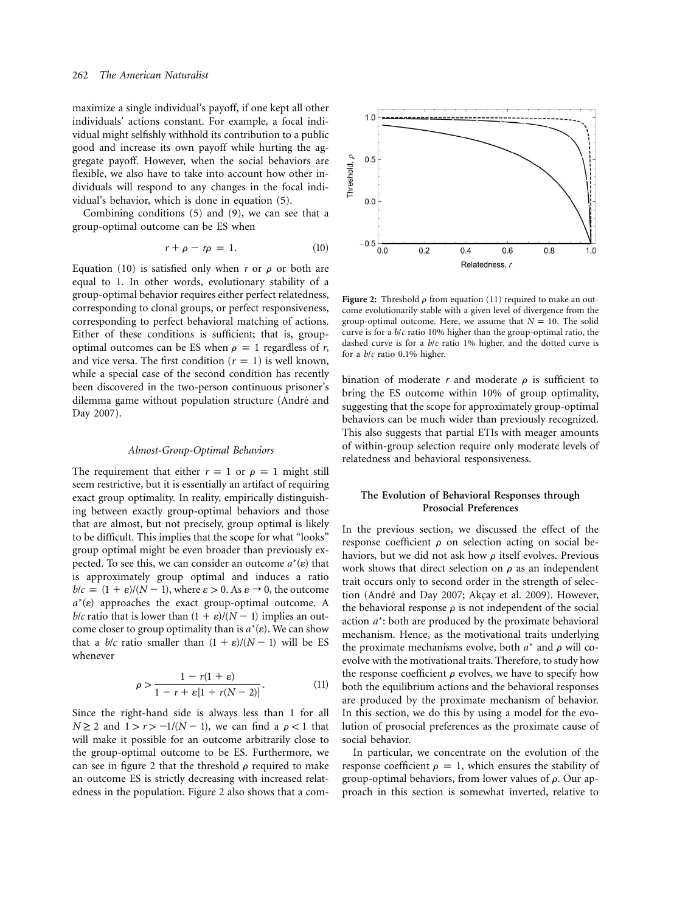maximize a single individual's payoff, if one kept all other individuals' actions constant. For example, a focal individual might selfishly withhold its contribution to a public good and increase its own payoff while hurting the aggregate payoff. However, when the social behaviors are flexible, we also have to take into account how other individuals will respond to any changes in the focal individual's behavior, which is done in equation (5).

Combining conditions (5) and (9), we can see that a group-optimal outcome can be ES when

$$r + \rho - r\rho = 1. \tag{10}$$

Equation (10) is satisfied only when $r$ or $\rho$ or both are equal to 1. In other words, evolutionary stability of a group-optimal behavior requires either perfect relatedness, corresponding to clonal groups, or perfect responsiveness, corresponding to perfect behavioral matching of actions. Either of these conditions is sufficient; that is, group-optimal outcomes can be ES when $\rho = 1$ regardless of $r$, and vice versa. The first condition ($r = 1$) is well known, while a special case of the second condition has recently been discovered in the two-person continuous prisoner's dilemma game without population structure (André and Day 2007).

### Almost-Group-Optimal Behaviors

The requirement that either $r = 1$ or $\rho = 1$ might still seem restrictive, but it is essentially an artifact of requiring exact group optimality. In reality, empirically distinguishing between exactly group-optimal behaviors and those that are almost, but not precisely, group optimal is likely to be difficult. This implies that the scope for what "looks" group optimal might be even broader than previously expected. To see this, we can consider an outcome $a^*(\varepsilon)$ that is approximately group optimal and induces a ratio $b/c = (1 + \varepsilon)/(N - 1)$, where $\varepsilon > 0$. As $\varepsilon \to 0$, the outcome $a^*(\varepsilon)$ approaches the exact group-optimal outcome. A $b/c$ ratio that is lower than $(1 + \varepsilon)/(N - 1)$ implies an outcome closer to group optimality than is $a^*(\varepsilon)$. We can show that a $b/c$ ratio smaller than $(1 + \varepsilon)/(N - 1)$ will be ES whenever

$$\rho > \frac{1 - r(1 + \varepsilon)}{1 - r + \varepsilon[1 + r(N - 2)]}. \tag{11}$$

Since the right-hand side is always less than 1 for all $N \geq 2$ and $1 > r > -1/(N - 1)$, we can find a $\rho < 1$ that will make it possible for an outcome arbitrarily close to the group-optimal outcome to be ES. Furthermore, we can see in figure 2 that the threshold $\rho$ required to make an outcome ES is strictly decreasing with increased relatedness in the population. Figure 2 also shows that a combination of moderate $r$ and moderate $\rho$ is sufficient to bring the ES outcome within 10% of group optimality, suggesting that the scope for approximately group-optimal behaviors can be much wider than previously recognized. This also suggests that partial ETIs with meager amounts of within-group selection require only moderate levels of relatedness and behavioral responsiveness.

**Figure 2:** Threshold $\rho$ from equation (11) required to make an outcome evolutionarily stable with a given level of divergence from the group-optimal outcome. Here, we assume that $N = 10$. The solid curve is for a $b/c$ ratio 10% higher than the group-optimal ratio, the dashed curve is for a $b/c$ ratio 1% higher, and the dotted curve is for a $b/c$ ratio 0.1% higher.

## The Evolution of Behavioral Responses through Prosocial Preferences

In the previous section, we discussed the effect of the response coefficient $\rho$ on selection acting on social behaviors, but we did not ask how $\rho$ itself evolves. Previous work shows that direct selection on $\rho$ as an independent trait occurs only to second order in the strength of selection (André and Day 2007; Akçay et al. 2009). However, the behavioral response $\rho$ is not independent of the social action $a^*$: both are produced by the proximate behavioral mechanism. Hence, as the motivational traits underlying the proximate mechanisms evolve, both $a^*$ and $\rho$ will coevolve with the motivational traits. Therefore, to study how the response coefficient $\rho$ evolves, we have to specify how both the equilibrium actions and the behavioral responses are produced by the proximate mechanism of behavior. In this section, we do this by using a model for the evolution of prosocial preferences as the proximate cause of social behavior.

In particular, we concentrate on the evolution of the response coefficient $\rho = 1$, which ensures the stability of group-optimal behaviors, from lower values of $\rho$. Our approach in this section is somewhat inverted, relative to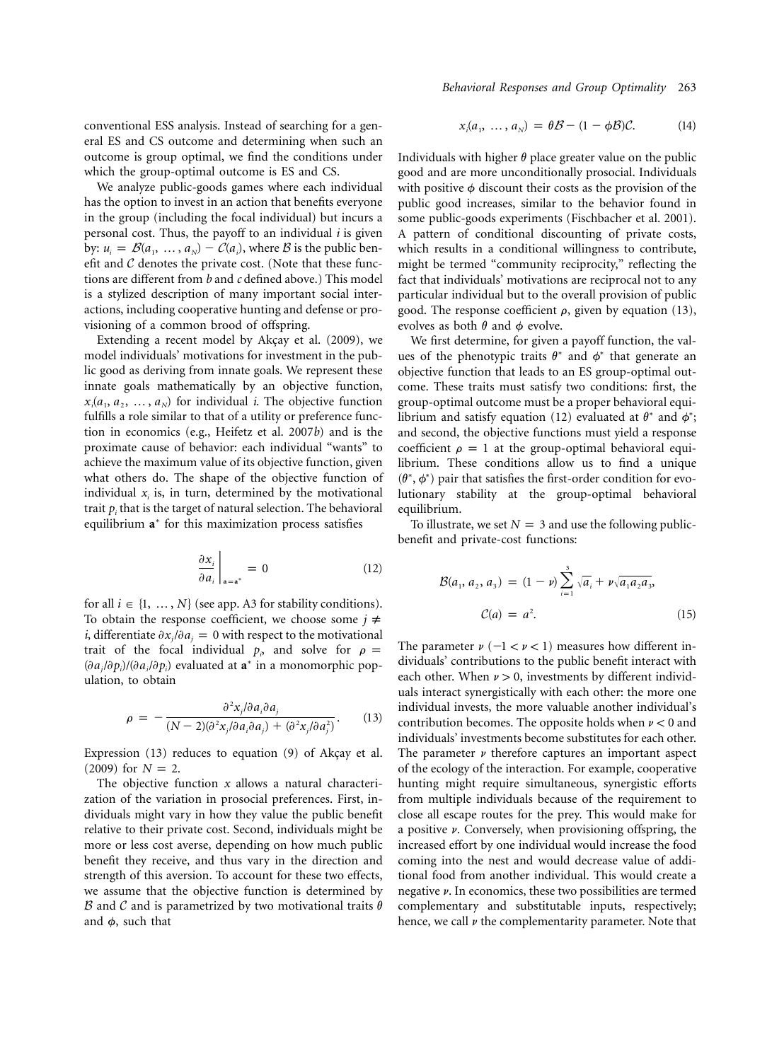conventional ESS analysis. Instead of searching for a general ES and CS outcome and determining when such an outcome is group optimal, we find the conditions under which the group-optimal outcome is ES and CS.

We analyze public-goods games where each individual has the option to invest in an action that benefits everyone in the group (including the focal individual) but incurs a personal cost. Thus, the payoff to an individual $i$ is given by: $u_i = \mathcal{B}(a_1, \ldots, a_N) - \mathcal{C}(a_i)$, where $\mathcal{B}$ is the public benefit and $\mathcal{C}$ denotes the private cost. (Note that these functions are different from $b$ and $c$ defined above.) This model is a stylized description of many important social interactions, including cooperative hunting and defense or provisioning of a common brood of offspring.

Extending a recent model by Akçay et al. (2009), we model individuals' motivations for investment in the public good as deriving from innate goals. We represent these innate goals mathematically by an objective function, $x_i(a_1, a_2, \ldots, a_N)$ for individual $i$. The objective function fulfills a role similar to that of a utility or preference function in economics (e.g., Heifetz et al. 2007*b*) and is the proximate cause of behavior: each individual "wants" to achieve the maximum value of its objective function, given what others do. The shape of the objective function of individual $x_i$ is, in turn, determined by the motivational trait $p_i$ that is the target of natural selection. The behavioral equilibrium $\mathbf{a}^*$ for this maximization process satisfies

$$\left.\frac{\partial x_i}{\partial a_i}\right|_{\mathbf{a}=\mathbf{a}^*} = 0 \tag{12}$$

for all $i \in \{1, \ldots, N\}$ (see app. A3 for stability conditions). To obtain the response coefficient, we choose some $j \neq i$, differentiate $\partial x_j/\partial a_j = 0$ with respect to the motivational trait of the focal individual $p_i$, and solve for $\rho = (\partial a_j/\partial p_i)/(\partial a_i/\partial p_i)$ evaluated at $\mathbf{a}^*$ in a monomorphic population, to obtain

$$\rho = -\frac{\partial^2 x_j/\partial a_i \partial a_j}{(N-2)(\partial^2 x_j/\partial a_i \partial a_j) + (\partial^2 x_j/\partial a_j^2)}. \tag{13}$$

Expression (13) reduces to equation (9) of Akçay et al. (2009) for $N = 2$.

The objective function $x$ allows a natural characterization of the variation in prosocial preferences. First, individuals might vary in how they value the public benefit relative to their private cost. Second, individuals might be more or less cost averse, depending on how much public benefit they receive, and thus vary in the direction and strength of this aversion. To account for these two effects, we assume that the objective function is determined by $\mathcal{B}$ and $\mathcal{C}$ and is parametrized by two motivational traits $\theta$ and $\phi$, such that

$$x_i(a_1, \ldots, a_N) = \theta\mathcal{B} - (1 - \phi\mathcal{B})\mathcal{C}. \tag{14}$$

Individuals with higher $\theta$ place greater value on the public good and are more unconditionally prosocial. Individuals with positive $\phi$ discount their costs as the provision of the public good increases, similar to the behavior found in some public-goods experiments (Fischbacher et al. 2001). A pattern of conditional discounting of private costs, which results in a conditional willingness to contribute, might be termed "community reciprocity," reflecting the fact that individuals' motivations are reciprocal not to any particular individual but to the overall provision of public good. The response coefficient $\rho$, given by equation (13), evolves as both $\theta$ and $\phi$ evolve.

We first determine, for given a payoff function, the values of the phenotypic traits $\theta^*$ and $\phi^*$ that generate an objective function that leads to an ES group-optimal outcome. These traits must satisfy two conditions: first, the group-optimal outcome must be a proper behavioral equilibrium and satisfy equation (12) evaluated at $\theta^*$ and $\phi^*$; and second, the objective functions must yield a response coefficient $\rho = 1$ at the group-optimal behavioral equilibrium. These conditions allow us to find a unique $(\theta^*, \phi^*)$ pair that satisfies the first-order condition for evolutionary stability at the group-optimal behavioral equilibrium.

To illustrate, we set $N = 3$ and use the following public-benefit and private-cost functions:

$$\mathcal{B}(a_1, a_2, a_3) = (1-\nu)\sum_{i=1}^{3}\sqrt{a_i} + \nu\sqrt{a_1 a_2 a_3},$$
$$\mathcal{C}(a) = a^2. \tag{15}$$

The parameter $\nu$ ($-1 < \nu < 1$) measures how different individuals' contributions to the public benefit interact with each other. When $\nu > 0$, investments by different individuals interact synergistically with each other: the more one individual invests, the more valuable another individual's contribution becomes. The opposite holds when $\nu < 0$ and individuals' investments become substitutes for each other. The parameter $\nu$ therefore captures an important aspect of the ecology of the interaction. For example, cooperative hunting might require simultaneous, synergistic efforts from multiple individuals because of the requirement to close all escape routes for the prey. This would make for a positive $\nu$. Conversely, when provisioning offspring, the increased effort by one individual would increase the food coming into the nest and would decrease value of additional food from another individual. This would create a negative $\nu$. In economics, these two possibilities are termed complementary and substitutable inputs, respectively; hence, we call $\nu$ the complementarity parameter. Note that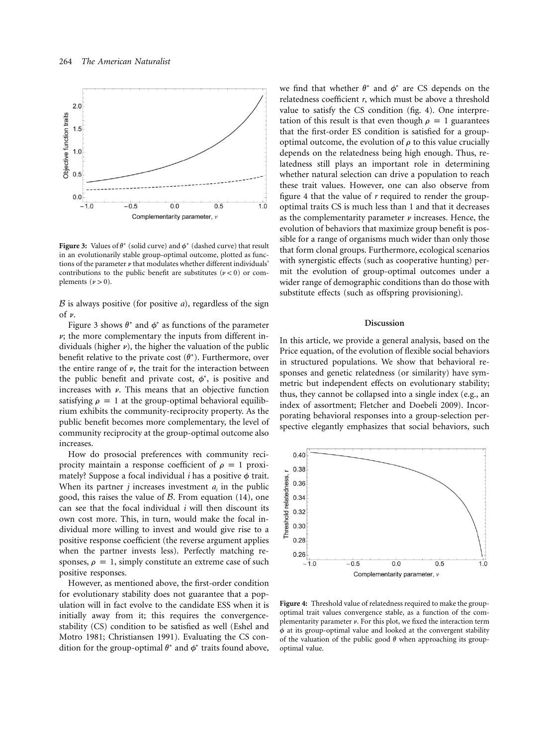**Figure 3:** Values of $\theta^*$ (solid curve) and $\phi^*$ (dashed curve) that result in an evolutionarily stable group-optimal outcome, plotted as functions of the parameter $\nu$ that modulates whether different individuals' contributions to the public benefit are substitutes ($\nu < 0$) or complements ($\nu > 0$).

$\mathcal{B}$ is always positive (for positive $a$), regardless of the sign of $\nu$.

Figure 3 shows $\theta^*$ and $\phi^*$ as functions of the parameter $\nu$; the more complementary the inputs from different individuals (higher $\nu$), the higher the valuation of the public benefit relative to the private cost ($\theta^*$). Furthermore, over the entire range of $\nu$, the trait for the interaction between the public benefit and private cost, $\phi^*$, is positive and increases with $\nu$. This means that an objective function satisfying $\rho = 1$ at the group-optimal behavioral equilibrium exhibits the community-reciprocity property. As the public benefit becomes more complementary, the level of community reciprocity at the group-optimal outcome also increases.

How do prosocial preferences with community reciprocity maintain a response coefficient of $\rho = 1$ proximately? Suppose a focal individual $i$ has a positive $\phi$ trait. When its partner $j$ increases investment $a_j$ in the public good, this raises the value of $\mathcal{B}$. From equation (14), one can see that the focal individual $i$ will then discount its own cost more. This, in turn, would make the focal individual more willing to invest and would give rise to a positive response coefficient (the reverse argument applies when the partner invests less). Perfectly matching responses, $\rho = 1$, simply constitute an extreme case of such positive responses.

However, as mentioned above, the first-order condition for evolutionary stability does not guarantee that a population will in fact evolve to the candidate ESS when it is initially away from it; this requires the convergence-stability (CS) condition to be satisfied as well (Eshel and Motro 1981; Christiansen 1991). Evaluating the CS condition for the group-optimal $\theta^*$ and $\phi^*$ traits found above, we find that whether $\theta^*$ and $\phi^*$ are CS depends on the relatedness coefficient $r$, which must be above a threshold value to satisfy the CS condition (fig. 4). One interpretation of this result is that even though $\rho = 1$ guarantees that the first-order ES condition is satisfied for a group-optimal outcome, the evolution of $\rho$ to this value crucially depends on the relatedness being high enough. Thus, relatedness still plays an important role in determining whether natural selection can drive a population to reach these trait values. However, one can also observe from figure 4 that the value of $r$ required to render the group-optimal traits CS is much less than 1 and that it decreases as the complementarity parameter $\nu$ increases. Hence, the evolution of behaviors that maximize group benefit is possible for a range of organisms much wider than only those that form clonal groups. Furthermore, ecological scenarios with synergistic effects (such as cooperative hunting) permit the evolution of group-optimal outcomes under a wider range of demographic conditions than do those with substitute effects (such as offspring provisioning).

## Discussion

In this article, we provide a general analysis, based on the Price equation, of the evolution of flexible social behaviors in structured populations. We show that behavioral responses and genetic relatedness (or similarity) have symmetric but independent effects on evolutionary stability; thus, they cannot be collapsed into a single index (e.g., an index of assortment; Fletcher and Doebeli 2009). Incorporating behavioral responses into a group-selection perspective elegantly emphasizes that social behaviors, such

**Figure 4:** Threshold value of relatedness required to make the group-optimal trait values convergence stable, as a function of the complementarity parameter $\nu$. For this plot, we fixed the interaction term $\phi$ at its group-optimal value and looked at the convergent stability of the valuation of the public good $\theta$ when approaching its group-optimal value.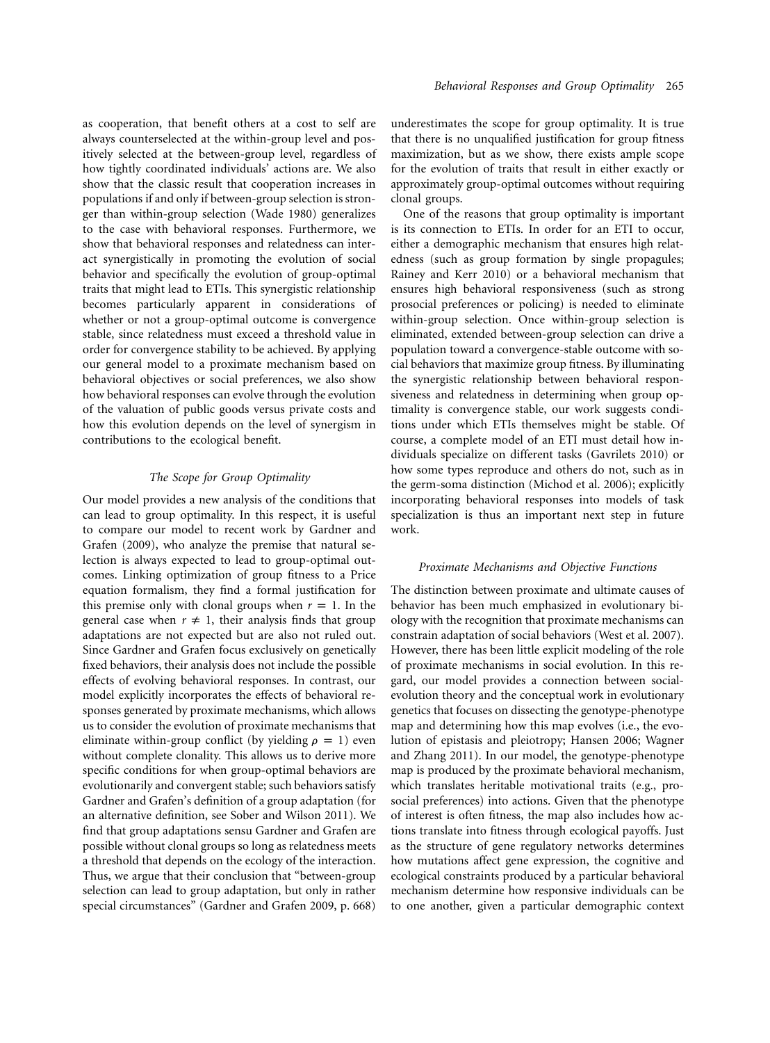as cooperation, that benefit others at a cost to self are always counterselected at the within-group level and positively selected at the between-group level, regardless of how tightly coordinated individuals' actions are. We also show that the classic result that cooperation increases in populations if and only if between-group selection is stronger than within-group selection (Wade 1980) generalizes to the case with behavioral responses. Furthermore, we show that behavioral responses and relatedness can interact synergistically in promoting the evolution of social behavior and specifically the evolution of group-optimal traits that might lead to ETIs. This synergistic relationship becomes particularly apparent in considerations of whether or not a group-optimal outcome is convergence stable, since relatedness must exceed a threshold value in order for convergence stability to be achieved. By applying our general model to a proximate mechanism based on behavioral objectives or social preferences, we also show how behavioral responses can evolve through the evolution of the valuation of public goods versus private costs and how this evolution depends on the level of synergism in contributions to the ecological benefit.

### *The Scope for Group Optimality*

Our model provides a new analysis of the conditions that can lead to group optimality. In this respect, it is useful to compare our model to recent work by Gardner and Grafen (2009), who analyze the premise that natural selection is always expected to lead to group-optimal outcomes. Linking optimization of group fitness to a Price equation formalism, they find a formal justification for this premise only with clonal groups when $r = 1$. In the general case when $r \neq 1$, their analysis finds that group adaptations are not expected but are also not ruled out. Since Gardner and Grafen focus exclusively on genetically fixed behaviors, their analysis does not include the possible effects of evolving behavioral responses. In contrast, our model explicitly incorporates the effects of behavioral responses generated by proximate mechanisms, which allows us to consider the evolution of proximate mechanisms that eliminate within-group conflict (by yielding $\rho = 1$) even without complete clonality. This allows us to derive more specific conditions for when group-optimal behaviors are evolutionarily and convergent stable; such behaviors satisfy Gardner and Grafen's definition of a group adaptation (for an alternative definition, see Sober and Wilson 2011). We find that group adaptations sensu Gardner and Grafen are possible without clonal groups so long as relatedness meets a threshold that depends on the ecology of the interaction. Thus, we argue that their conclusion that "between-group selection can lead to group adaptation, but only in rather special circumstances" (Gardner and Grafen 2009, p. 668) underestimates the scope for group optimality. It is true that there is no unqualified justification for group fitness maximization, but as we show, there exists ample scope for the evolution of traits that result in either exactly or approximately group-optimal outcomes without requiring clonal groups.

One of the reasons that group optimality is important is its connection to ETIs. In order for an ETI to occur, either a demographic mechanism that ensures high relatedness (such as group formation by single propagules; Rainey and Kerr 2010) or a behavioral mechanism that ensures high behavioral responsiveness (such as strong prosocial preferences or policing) is needed to eliminate within-group selection. Once within-group selection is eliminated, extended between-group selection can drive a population toward a convergence-stable outcome with social behaviors that maximize group fitness. By illuminating the synergistic relationship between behavioral responsiveness and relatedness in determining when group optimality is convergence stable, our work suggests conditions under which ETIs themselves might be stable. Of course, a complete model of an ETI must detail how individuals specialize on different tasks (Gavrilets 2010) or how some types reproduce and others do not, such as in the germ-soma distinction (Michod et al. 2006); explicitly incorporating behavioral responses into models of task specialization is thus an important next step in future work.

### *Proximate Mechanisms and Objective Functions*

The distinction between proximate and ultimate causes of behavior has been much emphasized in evolutionary biology with the recognition that proximate mechanisms can constrain adaptation of social behaviors (West et al. 2007). However, there has been little explicit modeling of the role of proximate mechanisms in social evolution. In this regard, our model provides a connection between social-evolution theory and the conceptual work in evolutionary genetics that focuses on dissecting the genotype-phenotype map and determining how this map evolves (i.e., the evolution of epistasis and pleiotropy; Hansen 2006; Wagner and Zhang 2011). In our model, the genotype-phenotype map is produced by the proximate behavioral mechanism, which translates heritable motivational traits (e.g., prosocial preferences) into actions. Given that the phenotype of interest is often fitness, the map also includes how actions translate into fitness through ecological payoffs. Just as the structure of gene regulatory networks determines how mutations affect gene expression, the cognitive and ecological constraints produced by a particular behavioral mechanism determine how responsive individuals can be to one another, given a particular demographic context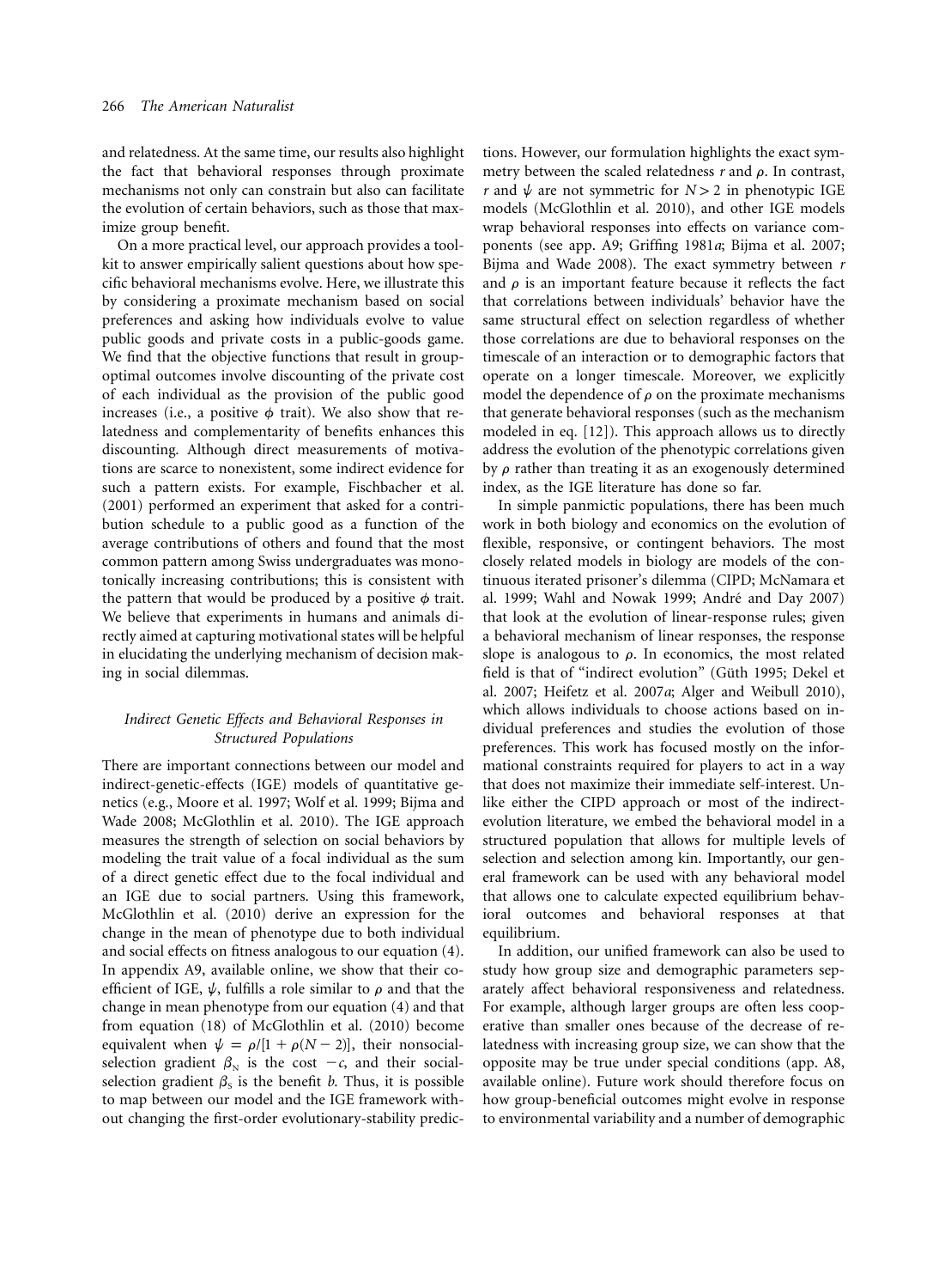and relatedness. At the same time, our results also highlight the fact that behavioral responses through proximate mechanisms not only can constrain but also can facilitate the evolution of certain behaviors, such as those that maximize group benefit.

On a more practical level, our approach provides a toolkit to answer empirically salient questions about how specific behavioral mechanisms evolve. Here, we illustrate this by considering a proximate mechanism based on social preferences and asking how individuals evolve to value public goods and private costs in a public-goods game. We find that the objective functions that result in group-optimal outcomes involve discounting of the private cost of each individual as the provision of the public good increases (i.e., a positive $\phi$ trait). We also show that relatedness and complementarity of benefits enhances this discounting. Although direct measurements of motivations are scarce to nonexistent, some indirect evidence for such a pattern exists. For example, Fischbacher et al. (2001) performed an experiment that asked for a contribution schedule to a public good as a function of the average contributions of others and found that the most common pattern among Swiss undergraduates was monotonically increasing contributions; this is consistent with the pattern that would be produced by a positive $\phi$ trait. We believe that experiments in humans and animals directly aimed at capturing motivational states will be helpful in elucidating the underlying mechanism of decision making in social dilemmas.

### *Indirect Genetic Effects and Behavioral Responses in Structured Populations*

There are important connections between our model and indirect-genetic-effects (IGE) models of quantitative genetics (e.g., Moore et al. 1997; Wolf et al. 1999; Bijma and Wade 2008; McGlothlin et al. 2010). The IGE approach measures the strength of selection on social behaviors by modeling the trait value of a focal individual as the sum of a direct genetic effect due to the focal individual and an IGE due to social partners. Using this framework, McGlothlin et al. (2010) derive an expression for the change in the mean of phenotype due to both individual and social effects on fitness analogous to our equation (4). In appendix A9, available online, we show that their coefficient of IGE, $\psi$, fulfills a role similar to $\rho$ and that the change in mean phenotype from our equation (4) and that from equation (18) of McGlothlin et al. (2010) become equivalent when $\psi = \rho/[1 + \rho(N - 2)]$, their nonsocial-selection gradient $\beta_N$ is the cost $-c$, and their social-selection gradient $\beta_S$ is the benefit $b$. Thus, it is possible to map between our model and the IGE framework without changing the first-order evolutionary-stability predictions. However, our formulation highlights the exact symmetry between the scaled relatedness $r$ and $\rho$. In contrast, $r$ and $\psi$ are not symmetric for $N > 2$ in phenotypic IGE models (McGlothlin et al. 2010), and other IGE models wrap behavioral responses into effects on variance components (see app. A9; Griffing 1981*a*; Bijma et al. 2007; Bijma and Wade 2008). The exact symmetry between $r$ and $\rho$ is an important feature because it reflects the fact that correlations between individuals' behavior have the same structural effect on selection regardless of whether those correlations are due to behavioral responses on the timescale of an interaction or to demographic factors that operate on a longer timescale. Moreover, we explicitly model the dependence of $\rho$ on the proximate mechanisms that generate behavioral responses (such as the mechanism modeled in eq. [12]). This approach allows us to directly address the evolution of the phenotypic correlations given by $\rho$ rather than treating it as an exogenously determined index, as the IGE literature has done so far.

In simple panmictic populations, there has been much work in both biology and economics on the evolution of flexible, responsive, or contingent behaviors. The most closely related models in biology are models of the continuous iterated prisoner's dilemma (CIPD; McNamara et al. 1999; Wahl and Nowak 1999; André and Day 2007) that look at the evolution of linear-response rules; given a behavioral mechanism of linear responses, the response slope is analogous to $\rho$. In economics, the most related field is that of "indirect evolution" (Güth 1995; Dekel et al. 2007; Heifetz et al. 2007*a*; Alger and Weibull 2010), which allows individuals to choose actions based on individual preferences and studies the evolution of those preferences. This work has focused mostly on the informational constraints required for players to act in a way that does not maximize their immediate self-interest. Unlike either the CIPD approach or most of the indirect-evolution literature, we embed the behavioral model in a structured population that allows for multiple levels of selection and selection among kin. Importantly, our general framework can be used with any behavioral model that allows one to calculate expected equilibrium behavioral outcomes and behavioral responses at that equilibrium.

In addition, our unified framework can also be used to study how group size and demographic parameters separately affect behavioral responsiveness and relatedness. For example, although larger groups are often less cooperative than smaller ones because of the decrease of relatedness with increasing group size, we can show that the opposite may be true under special conditions (app. A8, available online). Future work should therefore focus on how group-beneficial outcomes might evolve in response to environmental variability and a number of demographic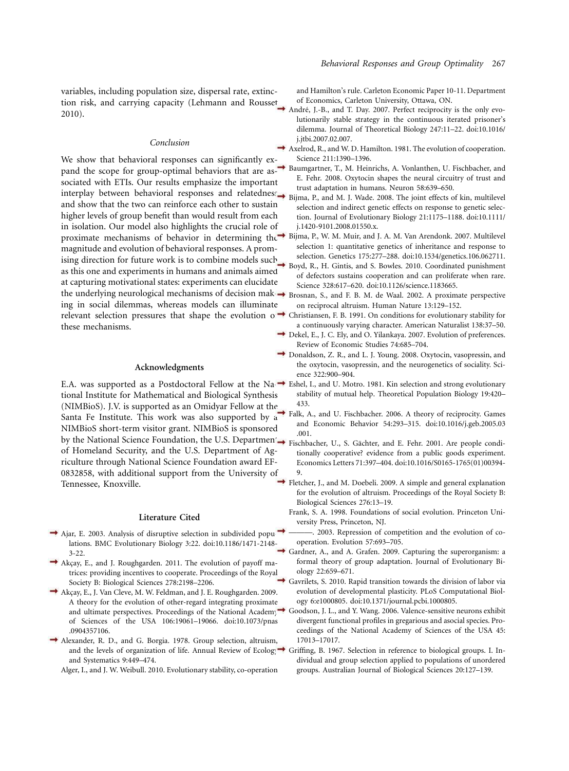variables, including population size, dispersal rate, extinction risk, and carrying capacity (Lehmann and Rousset 2010).

### Conclusion

We show that behavioral responses can significantly expand the scope for group-optimal behaviors that are associated with ETIs. Our results emphasize the important interplay between behavioral responses and relatedness and show that the two can reinforce each other to sustain higher levels of group benefit than would result from each in isolation. Our model also highlights the crucial role of proximate mechanisms of behavior in determining the magnitude and evolution of behavioral responses. A promising direction for future work is to combine models such as this one and experiments in humans and animals aimed at capturing motivational states: experiments can elucidate the underlying neurological mechanisms of decision making in social dilemmas, whereas models can illuminate relevant selection pressures that shape the evolution of these mechanisms.

### Acknowledgments

E.A. was supported as a Postdoctoral Fellow at the National Institute for Mathematical and Biological Synthesis (NIMBioS). J.V. is supported as an Omidyar Fellow at the Santa Fe Institute. This work was also supported by a NIMBioS short-term visitor grant. NIMBioS is sponsored by the National Science Foundation, the U.S. Department of Homeland Security, and the U.S. Department of Agriculture through National Science Foundation award EF-0832858, with additional support from the University of Tennessee, Knoxville.

### Literature Cited

Ajar, E. 2003. Analysis of disruptive selection in subdivided populations. BMC Evolutionary Biology 3:22. doi:10.1186/1471-2148-3-22.

Akçay, E., and J. Roughgarden. 2011. The evolution of payoff matrices: providing incentives to cooperate. Proceedings of the Royal Society B: Biological Sciences 278:2198–2206.

Akçay, E., J. Van Cleve, M. W. Feldman, and J. E. Roughgarden. 2009. A theory for the evolution of other-regard integrating proximate and ultimate perspectives. Proceedings of the National Academy of Sciences of the USA 106:19061–19066. doi:10.1073/pnas.0904357106.

Alexander, R. D., and G. Borgia. 1978. Group selection, altruism, and the levels of organization of life. Annual Review of Ecology and Systematics 9:449–474.

Alger, I., and J. W. Weibull. 2010. Evolutionary stability, co-operation and Hamilton's rule. Carleton Economic Paper 10-11. Department of Economics, Carleton University, Ottawa, ON.

André, J.-B., and T. Day. 2007. Perfect reciprocity is the only evolutionarily stable strategy in the continuous iterated prisoner's dilemma. Journal of Theoretical Biology 247:11–22. doi:10.1016/j.jtbi.2007.02.007.

Axelrod, R., and W. D. Hamilton. 1981. The evolution of cooperation. Science 211:1390–1396.

Baumgartner, T., M. Heinrichs, A. Vonlanthen, U. Fischbacher, and E. Fehr. 2008. Oxytocin shapes the neural circuitry of trust and trust adaptation in humans. Neuron 58:639–650.

Bijma, P., and M. J. Wade. 2008. The joint effects of kin, multilevel selection and indirect genetic effects on response to genetic selection. Journal of Evolutionary Biology 21:1175–1188. doi:10.1111/j.1420-9101.2008.01550.x.

Bijma, P., W. M. Muir, and J. A. M. Van Arendonk. 2007. Multilevel selection 1: quantitative genetics of inheritance and response to selection. Genetics 175:277–288. doi:10.1534/genetics.106.062711.

Boyd, R., H. Gintis, and S. Bowles. 2010. Coordinated punishment of defectors sustains cooperation and can proliferate when rare. Science 328:617–620. doi:10.1126/science.1183665.

Brosnan, S., and F. B. M. de Waal. 2002. A proximate perspective on reciprocal altruism. Human Nature 13:129–152.

Christiansen, F. B. 1991. On conditions for evolutionary stability for a continuously varying character. American Naturalist 138:37–50.

Dekel, E., J. C. Ely, and O. Yilankaya. 2007. Evolution of preferences. Review of Economic Studies 74:685–704.

Donaldson, Z. R., and L. J. Young. 2008. Oxytocin, vasopressin, and the oxytocin, vasopressin, and the neurogenetics of sociality. Science 322:900–904.

Eshel, I., and U. Motro. 1981. Kin selection and strong evolutionary stability of mutual help. Theoretical Population Biology 19:420–433.

Falk, A., and U. Fischbacher. 2006. A theory of reciprocity. Games and Economic Behavior 54:293–315. doi:10.1016/j.geb.2005.03.001.

Fischbacher, U., S. Gächter, and E. Fehr. 2001. Are people conditionally cooperative? evidence from a public goods experiment. Economics Letters 71:397–404. doi:10.1016/S0165-1765(01)00394-9.

Fletcher, J., and M. Doebeli. 2009. A simple and general explanation for the evolution of altruism. Proceedings of the Royal Society B: Biological Sciences 276:13–19.

Frank, S. A. 1998. Foundations of social evolution. Princeton University Press, Princeton, NJ.

———. 2003. Repression of competition and the evolution of cooperation. Evolution 57:693–705.

Gardner, A., and A. Grafen. 2009. Capturing the superorganism: a formal theory of group adaptation. Journal of Evolutionary Biology 22:659–671.

Gavrilets, S. 2010. Rapid transition towards the division of labor via evolution of developmental plasticity. PLoS Computational Biology 6:e1000805. doi:10.1371/journal.pcbi.1000805.

Goodson, J. L., and Y. Wang. 2006. Valence-sensitive neurons exhibit divergent functional profiles in gregarious and asocial species. Proceedings of the National Academy of Sciences of the USA 45:17013–17017.

Griffing, B. 1967. Selection in reference to biological groups. I. Individual and group selection applied to populations of unordered groups. Australian Journal of Biological Sciences 20:127–139.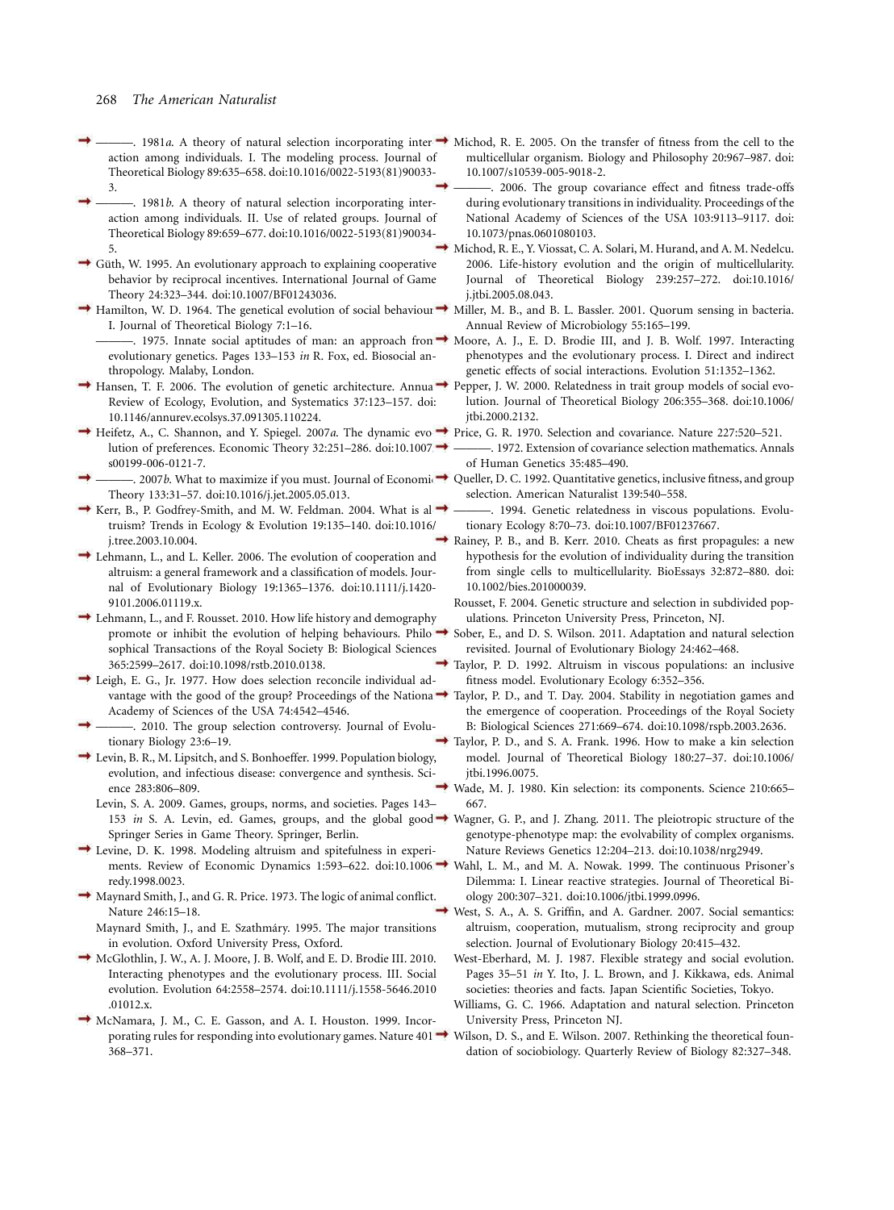———. 1981*a*. A theory of natural selection incorporating interaction among individuals. I. The modeling process. Journal of Theoretical Biology 89:635–658. doi:10.1016/0022-5193(81)90033-3.

———. 1981*b*. A theory of natural selection incorporating interaction among individuals. II. Use of related groups. Journal of Theoretical Biology 89:659–677. doi:10.1016/0022-5193(81)90034-5.

Güth, W. 1995. An evolutionary approach to explaining cooperative behavior by reciprocal incentives. International Journal of Game Theory 24:323–344. doi:10.1007/BF01243036.

Hamilton, W. D. 1964. The genetical evolution of social behaviour. I. Journal of Theoretical Biology 7:1–16.

———. 1975. Innate social aptitudes of man: an approach from evolutionary genetics. Pages 133–153 *in* R. Fox, ed. Biosocial anthropology. Malaby, London.

Hansen, T. F. 2006. The evolution of genetic architecture. Annual Review of Ecology, Evolution, and Systematics 37:123–157. doi:10.1146/annurev.ecolsys.37.091305.110224.

Heifetz, A., C. Shannon, and Y. Spiegel. 2007*a*. The dynamic evolution of preferences. Economic Theory 32:251–286. doi:10.1007/s00199-006-0121-7.

———. 2007*b*. What to maximize if you must. Journal of Economic Theory 133:31–57. doi:10.1016/j.jet.2005.05.013.

Kerr, B., P. Godfrey-Smith, and M. W. Feldman. 2004. What is altruism? Trends in Ecology & Evolution 19:135–140. doi:10.1016/j.tree.2003.10.004.

Lehmann, L., and L. Keller. 2006. The evolution of cooperation and altruism: a general framework and a classification of models. Journal of Evolutionary Biology 19:1365–1376. doi:10.1111/j.1420-9101.2006.01119.x.

Lehmann, L., and F. Rousset. 2010. How life history and demography promote or inhibit the evolution of helping behaviours. Philosophical Transactions of the Royal Society B: Biological Sciences 365:2599–2617. doi:10.1098/rstb.2010.0138.

Leigh, E. G., Jr. 1977. How does selection reconcile individual advantage with the good of the group? Proceedings of the National Academy of Sciences of the USA 74:4542–4546.

———. 2010. The group selection controversy. Journal of Evolutionary Biology 23:6–19.

Levin, B. R., M. Lipsitch, and S. Bonhoeffer. 1999. Population biology, evolution, and infectious disease: convergence and synthesis. Science 283:806–809.

Levin, S. A. 2009. Games, groups, norms, and societies. Pages 143–153 *in* S. A. Levin, ed. Games, groups, and the global good. Springer Series in Game Theory. Springer, Berlin.

Levine, D. K. 1998. Modeling altruism and spitefulness in experiments. Review of Economic Dynamics 1:593–622. doi:10.1006/redy.1998.0023.

Maynard Smith, J., and G. R. Price. 1973. The logic of animal conflict. Nature 246:15–18.

Maynard Smith, J., and E. Szathmáry. 1995. The major transitions in evolution. Oxford University Press, Oxford.

McGlothlin, J. W., A. J. Moore, J. B. Wolf, and E. D. Brodie III. 2010. Interacting phenotypes and the evolutionary process. III. Social evolution. Evolution 64:2558–2574. doi:10.1111/j.1558-5646.2010.01012.x.

McNamara, J. M., C. E. Gasson, and A. I. Houston. 1999. Incorporating rules for responding into evolutionary games. Nature 401:368–371.

Michod, R. E. 2005. On the transfer of fitness from the cell to the multicellular organism. Biology and Philosophy 20:967–987. doi:10.1007/s10539-005-9018-2.

———. 2006. The group covariance effect and fitness trade-offs during evolutionary transitions in individuality. Proceedings of the National Academy of Sciences of the USA 103:9113–9117. doi:10.1073/pnas.0601080103.

Michod, R. E., Y. Viossat, C. A. Solari, M. Hurand, and A. M. Nedelcu. 2006. Life-history evolution and the origin of multicellularity. Journal of Theoretical Biology 239:257–272. doi:10.1016/j.jtbi.2005.08.043.

Miller, M. B., and B. L. Bassler. 2001. Quorum sensing in bacteria. Annual Review of Microbiology 55:165–199.

Moore, A. J., E. D. Brodie III, and J. B. Wolf. 1997. Interacting phenotypes and the evolutionary process. I. Direct and indirect genetic effects of social interactions. Evolution 51:1352–1362.

Pepper, J. W. 2000. Relatedness in trait group models of social evolution. Journal of Theoretical Biology 206:355–368. doi:10.1006/jtbi.2000.2132.

Price, G. R. 1970. Selection and covariance. Nature 227:520–521.

———. 1972. Extension of covariance selection mathematics. Annals of Human Genetics 35:485–490.

Queller, D. C. 1992. Quantitative genetics, inclusive fitness, and group selection. American Naturalist 139:540–558.

———. 1994. Genetic relatedness in viscous populations. Evolutionary Ecology 8:70–73. doi:10.1007/BF01237667.

Rainey, P. B., and B. Kerr. 2010. Cheats as first propagules: a new hypothesis for the evolution of individuality during the transition from single cells to multicellularity. BioEssays 32:872–880. doi:10.1002/bies.201000039.

Rousset, F. 2004. Genetic structure and selection in subdivided populations. Princeton University Press, Princeton, NJ.

Sober, E., and D. S. Wilson. 2011. Adaptation and natural selection revisited. Journal of Evolutionary Biology 24:462–468.

Taylor, P. D. 1992. Altruism in viscous populations: an inclusive fitness model. Evolutionary Ecology 6:352–356.

Taylor, P. D., and T. Day. 2004. Stability in negotiation games and the emergence of cooperation. Proceedings of the Royal Society B: Biological Sciences 271:669–674. doi:10.1098/rspb.2003.2636.

Taylor, P. D., and S. A. Frank. 1996. How to make a kin selection model. Journal of Theoretical Biology 180:27–37. doi:10.1006/jtbi.1996.0075.

Wade, M. J. 1980. Kin selection: its components. Science 210:665–667.

Wagner, G. P., and J. Zhang. 2011. The pleiotropic structure of the genotype-phenotype map: the evolvability of complex organisms. Nature Reviews Genetics 12:204–213. doi:10.1038/nrg2949.

Wahl, L. M., and M. A. Nowak. 1999. The continuous Prisoner's Dilemma: I. Linear reactive strategies. Journal of Theoretical Biology 200:307–321. doi:10.1006/jtbi.1999.0996.

West, S. A., A. S. Griffin, and A. Gardner. 2007. Social semantics: altruism, cooperation, mutualism, strong reciprocity and group selection. Journal of Evolutionary Biology 20:415–432.

West-Eberhard, M. J. 1987. Flexible strategy and social evolution. Pages 35–51 *in* Y. Ito, J. L. Brown, and J. Kikkawa, eds. Animal societies: theories and facts. Japan Scientific Societies, Tokyo.

Williams, G. C. 1966. Adaptation and natural selection. Princeton University Press, Princeton NJ.

Wilson, D. S., and E. Wilson. 2007. Rethinking the theoretical foundation of sociobiology. Quarterly Review of Biology 82:327–348.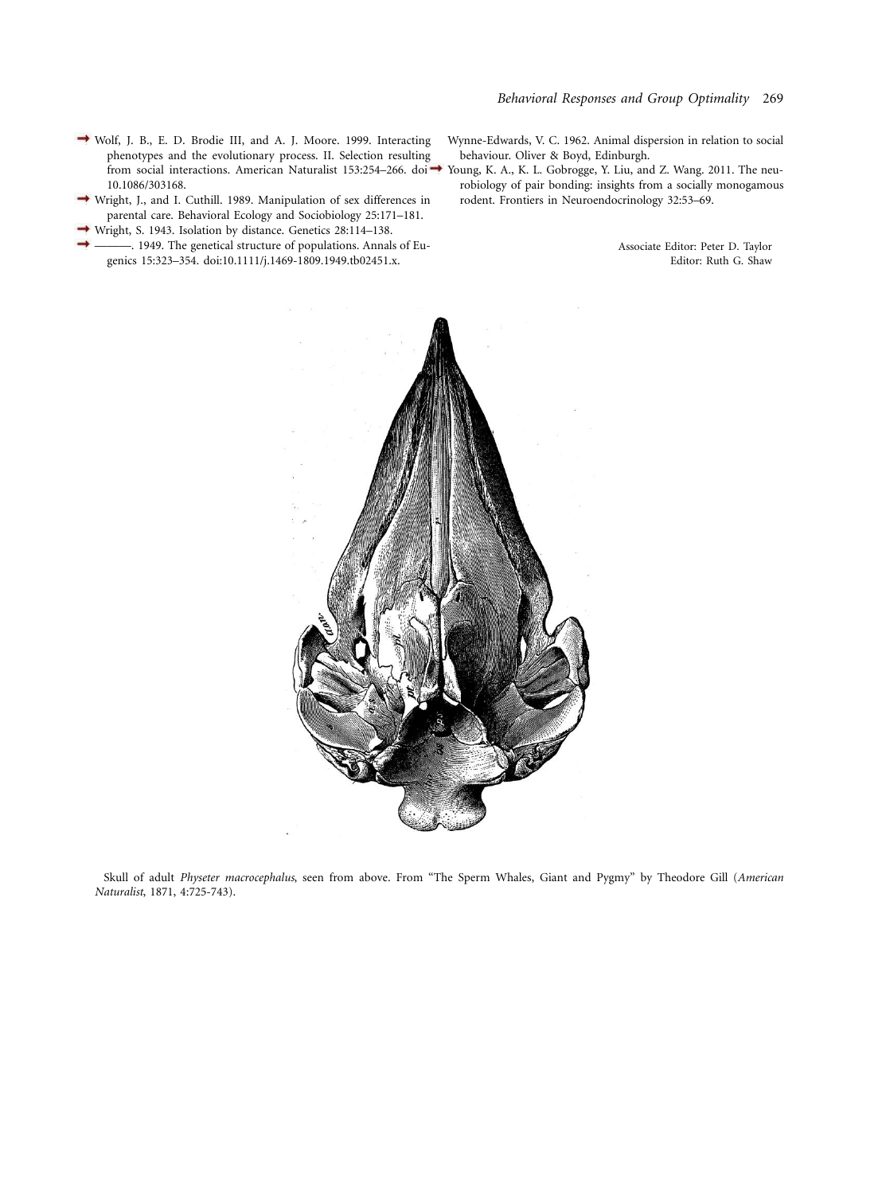Wolf, J. B., E. D. Brodie III, and A. J. Moore. 1999. Interacting phenotypes and the evolutionary process. II. Selection resulting from social interactions. American Naturalist 153:254–266. doi:10.1086/303168.

Wright, J., and I. Cuthill. 1989. Manipulation of sex differences in parental care. Behavioral Ecology and Sociobiology 25:171–181.

Wright, S. 1943. Isolation by distance. Genetics 28:114–138.

———. 1949. The genetical structure of populations. Annals of Eugenics 15:323–354. doi:10.1111/j.1469-1809.1949.tb02451.x.

Wynne-Edwards, V. C. 1962. Animal dispersion in relation to social behaviour. Oliver & Boyd, Edinburgh.

Young, K. A., K. L. Gobrogge, Y. Liu, and Z. Wang. 2011. The neurobiology of pair bonding: insights from a socially monogamous rodent. Frontiers in Neuroendocrinology 32:53–69.

Associate Editor: Peter D. Taylor
Editor: Ruth G. Shaw

Skull of adult *Physeter macrocephalus*, seen from above. From "The Sperm Whales, Giant and Pygmy" by Theodore Gill (*American Naturalist*, 1871, 4:725-743).